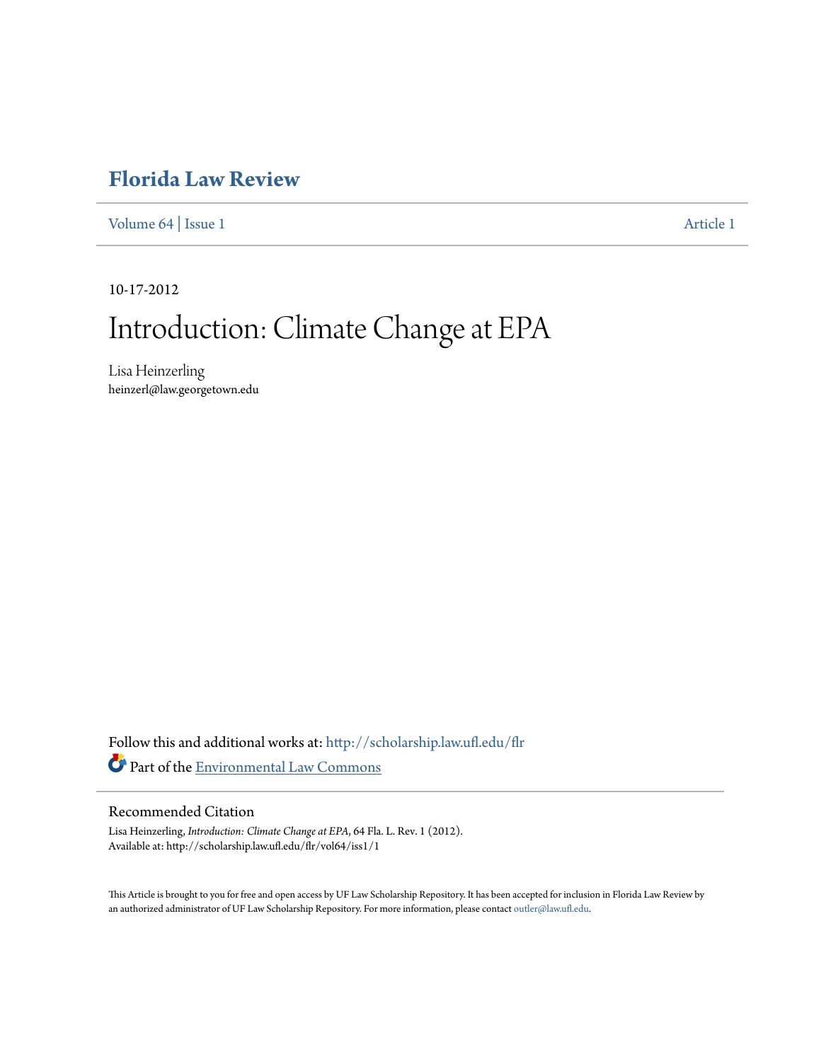# Florida Law Review

Volume 64 | Issue 1 Article 1

10-17-2012

# Introduction: Climate Change at EPA

Lisa Heinzerling
heinzerl@law.georgetown.edu

Follow this and additional works at: http://scholarship.law.ufl.edu/flr

Part of the Environmental Law Commons

## Recommended Citation

Lisa Heinzerling, *Introduction: Climate Change at EPA*, 64 Fla. L. Rev. 1 (2012).
Available at: http://scholarship.law.ufl.edu/flr/vol64/iss1/1

This Article is brought to you for free and open access by UF Law Scholarship Repository. It has been accepted for inclusion in Florida Law Review by an authorized administrator of UF Law Scholarship Repository. For more information, please contact outler@law.ufl.edu.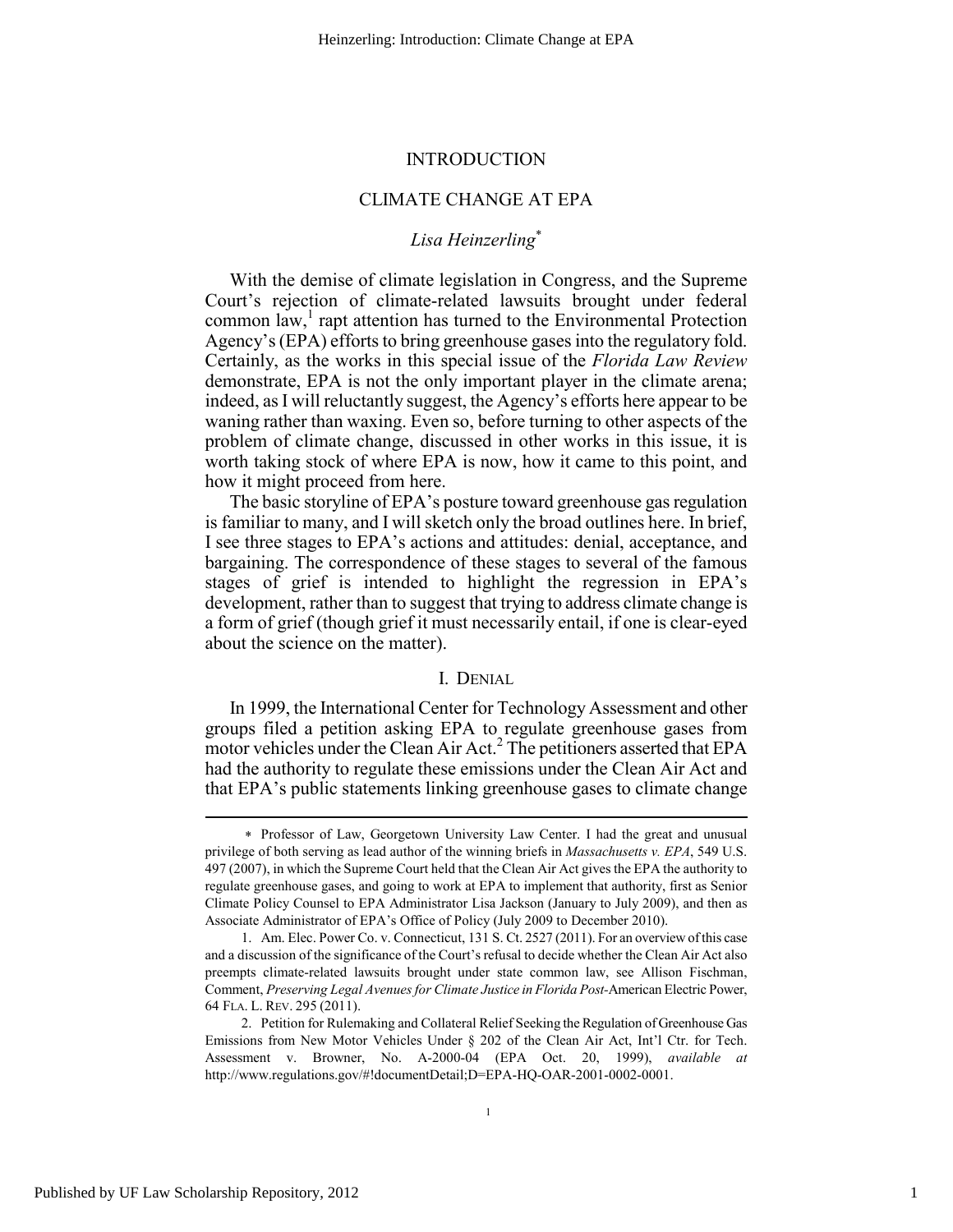# INTRODUCTION

## CLIMATE CHANGE AT EPA

### *Lisa Heinzerling*[*]

With the demise of climate legislation in Congress, and the Supreme Court's rejection of climate-related lawsuits brought under federal common law,[1] rapt attention has turned to the Environmental Protection Agency's (EPA) efforts to bring greenhouse gases into the regulatory fold. Certainly, as the works in this special issue of the *Florida Law Review* demonstrate, EPA is not the only important player in the climate arena; indeed, as I will reluctantly suggest, the Agency's efforts here appear to be waning rather than waxing. Even so, before turning to other aspects of the problem of climate change, discussed in other works in this issue, it is worth taking stock of where EPA is now, how it came to this point, and how it might proceed from here.

The basic storyline of EPA's posture toward greenhouse gas regulation is familiar to many, and I will sketch only the broad outlines here. In brief, I see three stages to EPA's actions and attitudes: denial, acceptance, and bargaining. The correspondence of these stages to several of the famous stages of grief is intended to highlight the regression in EPA's development, rather than to suggest that trying to address climate change is a form of grief (though grief it must necessarily entail, if one is clear-eyed about the science on the matter).

## I. DENIAL

In 1999, the International Center for Technology Assessment and other groups filed a petition asking EPA to regulate greenhouse gases from motor vehicles under the Clean Air Act.[2] The petitioners asserted that EPA had the authority to regulate these emissions under the Clean Air Act and that EPA's public statements linking greenhouse gases to climate change

---

[*] Professor of Law, Georgetown University Law Center. I had the great and unusual privilege of both serving as lead author of the winning briefs in *Massachusetts v. EPA*, 549 U.S. 497 (2007), in which the Supreme Court held that the Clean Air Act gives the EPA the authority to regulate greenhouse gases, and going to work at EPA to implement that authority, first as Senior Climate Policy Counsel to EPA Administrator Lisa Jackson (January to July 2009), and then as Associate Administrator of EPA's Office of Policy (July 2009 to December 2010).

1. Am. Elec. Power Co. v. Connecticut, 131 S. Ct. 2527 (2011). For an overview of this case and a discussion of the significance of the Court's refusal to decide whether the Clean Air Act also preempts climate-related lawsuits brought under state common law, see Allison Fischman, Comment, *Preserving Legal Avenues for Climate Justice in Florida Post-*American Electric Power, 64 FLA. L. REV. 295 (2011).

2. Petition for Rulemaking and Collateral Relief Seeking the Regulation of Greenhouse Gas Emissions from New Motor Vehicles Under § 202 of the Clean Air Act, Int'l Ctr. for Tech. Assessment v. Browner, No. A-2000-04 (EPA Oct. 20, 1999), *available at* http://www.regulations.gov/#!documentDetail;D=EPA-HQ-OAR-2001-0002-0001.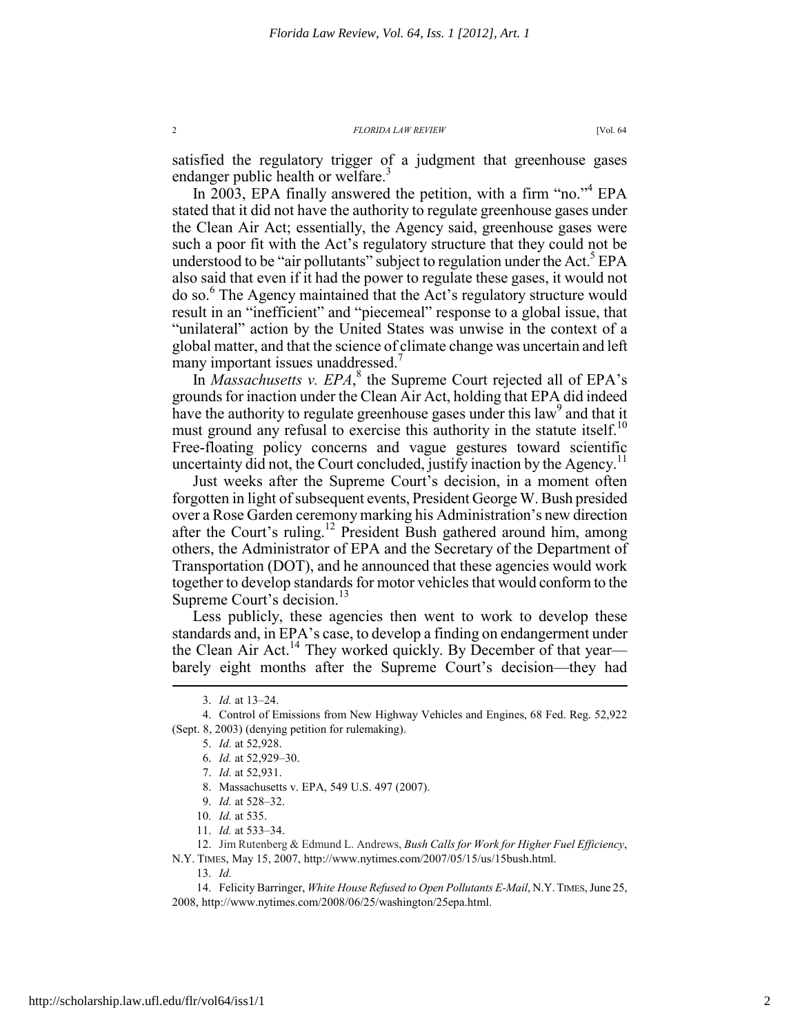satisfied the regulatory trigger of a judgment that greenhouse gases endanger public health or welfare.[3]

In 2003, EPA finally answered the petition, with a firm "no."[4] EPA stated that it did not have the authority to regulate greenhouse gases under the Clean Air Act; essentially, the Agency said, greenhouse gases were such a poor fit with the Act's regulatory structure that they could not be understood to be "air pollutants" subject to regulation under the Act.[5] EPA also said that even if it had the power to regulate these gases, it would not do so.[6] The Agency maintained that the Act's regulatory structure would result in an "inefficient" and "piecemeal" response to a global issue, that "unilateral" action by the United States was unwise in the context of a global matter, and that the science of climate change was uncertain and left many important issues unaddressed.[7]

In *Massachusetts v. EPA*,[8] the Supreme Court rejected all of EPA's grounds for inaction under the Clean Air Act, holding that EPA did indeed have the authority to regulate greenhouse gases under this law[9] and that it must ground any refusal to exercise this authority in the statute itself.[10] Free-floating policy concerns and vague gestures toward scientific uncertainty did not, the Court concluded, justify inaction by the Agency.[11]

Just weeks after the Supreme Court's decision, in a moment often forgotten in light of subsequent events, President George W. Bush presided over a Rose Garden ceremony marking his Administration's new direction after the Court's ruling.[12] President Bush gathered around him, among others, the Administrator of EPA and the Secretary of the Department of Transportation (DOT), and he announced that these agencies would work together to develop standards for motor vehicles that would conform to the Supreme Court's decision.[13]

Less publicly, these agencies then went to work to develop these standards and, in EPA's case, to develop a finding on endangerment under the Clean Air Act.[14] They worked quickly. By December of that year—barely eight months after the Supreme Court's decision—they had

3. *Id.* at 13–24.

4. Control of Emissions from New Highway Vehicles and Engines, 68 Fed. Reg. 52,922 (Sept. 8, 2003) (denying petition for rulemaking).

5. *Id.* at 52,928.

6. *Id.* at 52,929–30.

7. *Id.* at 52,931.

8. Massachusetts v. EPA, 549 U.S. 497 (2007).

9. *Id.* at 528–32.

10. *Id.* at 535.

11. *Id.* at 533–34.

12. Jim Rutenberg & Edmund L. Andrews, *Bush Calls for Work for Higher Fuel Efficiency*, N.Y. TIMES, May 15, 2007, http://www.nytimes.com/2007/05/15/us/15bush.html.

13. *Id.*

14. Felicity Barringer, *White House Refused to Open Pollutants E-Mail*, N.Y. TIMES, June 25, 2008, http://www.nytimes.com/2008/06/25/washington/25epa.html.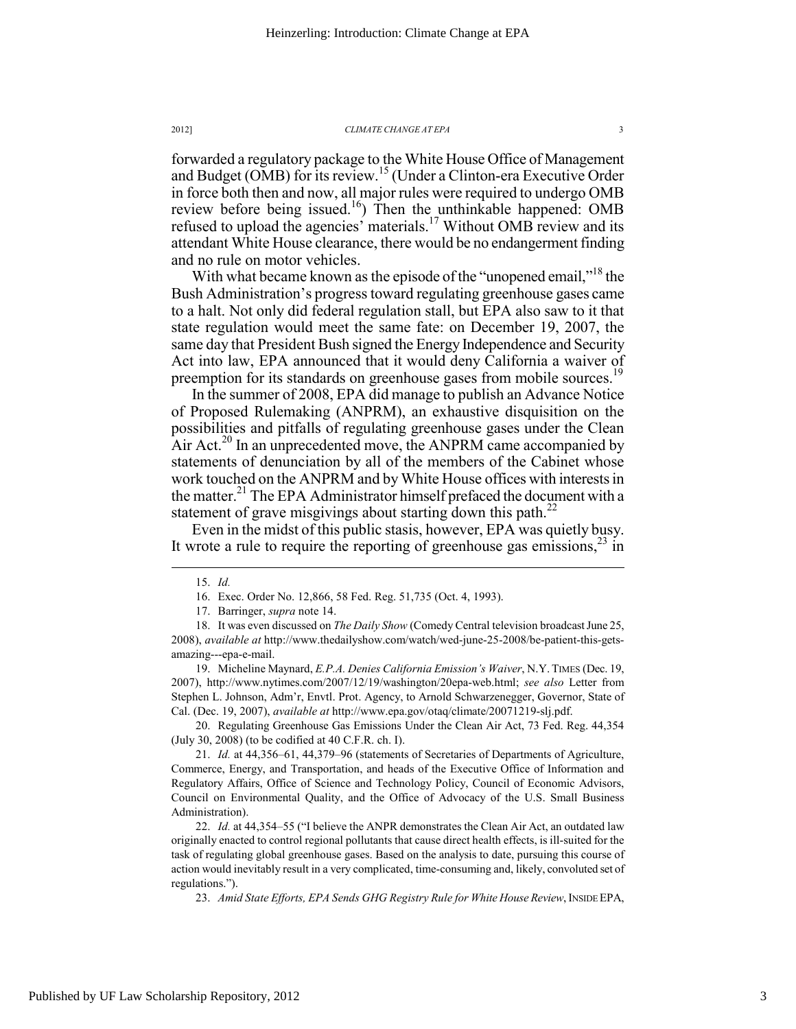forwarded a regulatory package to the White House Office of Management and Budget (OMB) for its review.[15] (Under a Clinton-era Executive Order in force both then and now, all major rules were required to undergo OMB review before being issued.[16]) Then the unthinkable happened: OMB refused to upload the agencies' materials.[17] Without OMB review and its attendant White House clearance, there would be no endangerment finding and no rule on motor vehicles.

With what became known as the episode of the "unopened email,"[18] the Bush Administration's progress toward regulating greenhouse gases came to a halt. Not only did federal regulation stall, but EPA also saw to it that state regulation would meet the same fate: on December 19, 2007, the same day that President Bush signed the Energy Independence and Security Act into law, EPA announced that it would deny California a waiver of preemption for its standards on greenhouse gases from mobile sources.[19]

In the summer of 2008, EPA did manage to publish an Advance Notice of Proposed Rulemaking (ANPRM), an exhaustive disquisition on the possibilities and pitfalls of regulating greenhouse gases under the Clean Air Act.[20] In an unprecedented move, the ANPRM came accompanied by statements of denunciation by all of the members of the Cabinet whose work touched on the ANPRM and by White House offices with interests in the matter.[21] The EPA Administrator himself prefaced the document with a statement of grave misgivings about starting down this path.[22]

Even in the midst of this public stasis, however, EPA was quietly busy. It wrote a rule to require the reporting of greenhouse gas emissions,[23] in

---

15. *Id.*

16. Exec. Order No. 12,866, 58 Fed. Reg. 51,735 (Oct. 4, 1993).

17. Barringer, *supra* note 14.

18. It was even discussed on *The Daily Show* (Comedy Central television broadcast June 25, 2008), *available at* http://www.thedailyshow.com/watch/wed-june-25-2008/be-patient-this-gets-amazing---epa-e-mail.

19. Micheline Maynard, *E.P.A. Denies California Emission's Waiver*, N.Y. TIMES (Dec. 19, 2007), http://www.nytimes.com/2007/12/19/washington/20epa-web.html; *see also* Letter from Stephen L. Johnson, Adm'r, Envtl. Prot. Agency, to Arnold Schwarzenegger, Governor, State of Cal. (Dec. 19, 2007), *available at* http://www.epa.gov/otaq/climate/20071219-slj.pdf.

20. Regulating Greenhouse Gas Emissions Under the Clean Air Act, 73 Fed. Reg. 44,354 (July 30, 2008) (to be codified at 40 C.F.R. ch. I).

21. *Id.* at 44,356–61, 44,379–96 (statements of Secretaries of Departments of Agriculture, Commerce, Energy, and Transportation, and heads of the Executive Office of Information and Regulatory Affairs, Office of Science and Technology Policy, Council of Economic Advisors, Council on Environmental Quality, and the Office of Advocacy of the U.S. Small Business Administration).

22. *Id.* at 44,354–55 ("I believe the ANPR demonstrates the Clean Air Act, an outdated law originally enacted to control regional pollutants that cause direct health effects, is ill-suited for the task of regulating global greenhouse gases. Based on the analysis to date, pursuing this course of action would inevitably result in a very complicated, time-consuming and, likely, convoluted set of regulations.").

23. *Amid State Efforts, EPA Sends GHG Registry Rule for White House Review*, INSIDE EPA,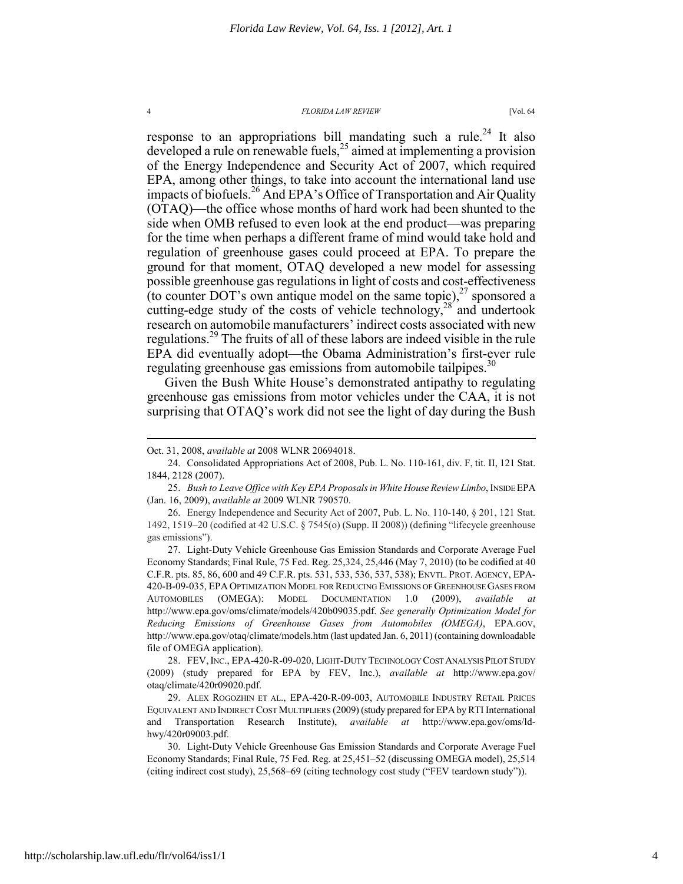response to an appropriations bill mandating such a rule.[24] It also developed a rule on renewable fuels,[25] aimed at implementing a provision of the Energy Independence and Security Act of 2007, which required EPA, among other things, to take into account the international land use impacts of biofuels.[26] And EPA's Office of Transportation and Air Quality (OTAQ)—the office whose months of hard work had been shunted to the side when OMB refused to even look at the end product—was preparing for the time when perhaps a different frame of mind would take hold and regulation of greenhouse gases could proceed at EPA. To prepare the ground for that moment, OTAQ developed a new model for assessing possible greenhouse gas regulations in light of costs and cost-effectiveness (to counter DOT's own antique model on the same topic),[27] sponsored a cutting-edge study of the costs of vehicle technology,[28] and undertook research on automobile manufacturers' indirect costs associated with new regulations.[29] The fruits of all of these labors are indeed visible in the rule EPA did eventually adopt—the Obama Administration's first-ever rule regulating greenhouse gas emissions from automobile tailpipes.[30]

Given the Bush White House's demonstrated antipathy to regulating greenhouse gas emissions from motor vehicles under the CAA, it is not surprising that OTAQ's work did not see the light of day during the Bush

---

Oct. 31, 2008, *available at* 2008 WLNR 20694018.

24. Consolidated Appropriations Act of 2008, Pub. L. No. 110-161, div. F, tit. II, 121 Stat. 1844, 2128 (2007).

25. *Bush to Leave Office with Key EPA Proposals in White House Review Limbo*, INSIDE EPA (Jan. 16, 2009), *available at* 2009 WLNR 790570.

26. Energy Independence and Security Act of 2007, Pub. L. No. 110-140, § 201, 121 Stat. 1492, 1519–20 (codified at 42 U.S.C. § 7545(o) (Supp. II 2008)) (defining "lifecycle greenhouse gas emissions").

27. Light-Duty Vehicle Greenhouse Gas Emission Standards and Corporate Average Fuel Economy Standards; Final Rule, 75 Fed. Reg. 25,324, 25,446 (May 7, 2010) (to be codified at 40 C.F.R. pts. 85, 86, 600 and 49 C.F.R. pts. 531, 533, 536, 537, 538); ENVTL. PROT. AGENCY, EPA-420-B-09-035, EPA OPTIMIZATION MODEL FOR REDUCING EMISSIONS OF GREENHOUSE GASES FROM AUTOMOBILES (OMEGA): MODEL DOCUMENTATION 1.0 (2009), *available at* http://www.epa.gov/oms/climate/models/420b09035.pdf. *See generally Optimization Model for Reducing Emissions of Greenhouse Gases from Automobiles (OMEGA)*, EPA.GOV, http://www.epa.gov/otaq/climate/models.htm (last updated Jan. 6, 2011) (containing downloadable file of OMEGA application).

28. FEV, INC., EPA-420-R-09-020, LIGHT-DUTY TECHNOLOGY COST ANALYSIS PILOT STUDY (2009) (study prepared for EPA by FEV, Inc.), *available at* http://www.epa.gov/otaq/climate/420r09020.pdf.

29. ALEX ROGOZHIN ET AL., EPA-420-R-09-003, AUTOMOBILE INDUSTRY RETAIL PRICES EQUIVALENT AND INDIRECT COST MULTIPLIERS (2009) (study prepared for EPA by RTI International and Transportation Research Institute), *available at* http://www.epa.gov/oms/ld-hwy/420r09003.pdf.

30. Light-Duty Vehicle Greenhouse Gas Emission Standards and Corporate Average Fuel Economy Standards; Final Rule, 75 Fed. Reg. at 25,451–52 (discussing OMEGA model), 25,514 (citing indirect cost study), 25,568–69 (citing technology cost study ("FEV teardown study")).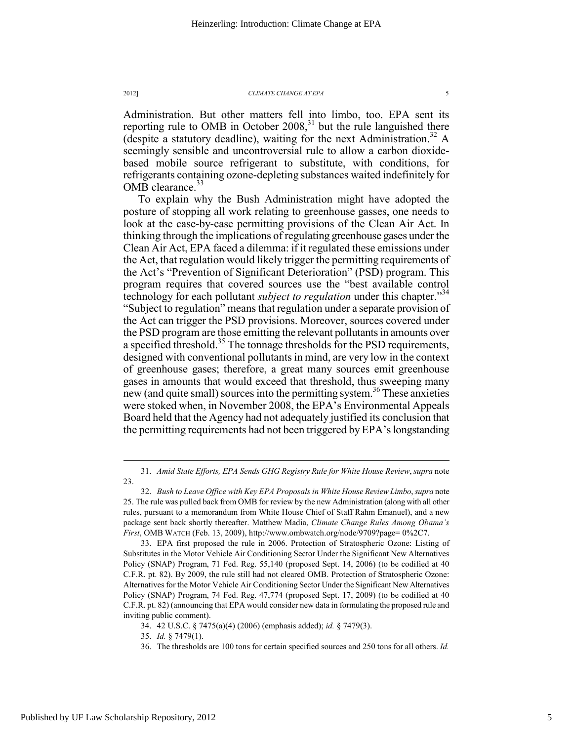Administration. But other matters fell into limbo, too. EPA sent its reporting rule to OMB in October 2008,[31] but the rule languished there (despite a statutory deadline), waiting for the next Administration.[32] A seemingly sensible and uncontroversial rule to allow a carbon dioxide-based mobile source refrigerant to substitute, with conditions, for refrigerants containing ozone-depleting substances waited indefinitely for OMB clearance.[33]

To explain why the Bush Administration might have adopted the posture of stopping all work relating to greenhouse gasses, one needs to look at the case-by-case permitting provisions of the Clean Air Act. In thinking through the implications of regulating greenhouse gases under the Clean Air Act, EPA faced a dilemma: if it regulated these emissions under the Act, that regulation would likely trigger the permitting requirements of the Act's "Prevention of Significant Deterioration" (PSD) program. This program requires that covered sources use the "best available control technology for each pollutant *subject to regulation* under this chapter."[34] "Subject to regulation" means that regulation under a separate provision of the Act can trigger the PSD provisions. Moreover, sources covered under the PSD program are those emitting the relevant pollutants in amounts over a specified threshold.[35] The tonnage thresholds for the PSD requirements, designed with conventional pollutants in mind, are very low in the context of greenhouse gases; therefore, a great many sources emit greenhouse gases in amounts that would exceed that threshold, thus sweeping many new (and quite small) sources into the permitting system.[36] These anxieties were stoked when, in November 2008, the EPA's Environmental Appeals Board held that the Agency had not adequately justified its conclusion that the permitting requirements had not been triggered by EPA's longstanding

---

31. *Amid State Efforts, EPA Sends GHG Registry Rule for White House Review*, *supra* note 23.

32. *Bush to Leave Office with Key EPA Proposals in White House Review Limbo*, *supra* note 25. The rule was pulled back from OMB for review by the new Administration (along with all other rules, pursuant to a memorandum from White House Chief of Staff Rahm Emanuel), and a new package sent back shortly thereafter. Matthew Madia, *Climate Change Rules Among Obama's First*, OMB WATCH (Feb. 13, 2009), http://www.ombwatch.org/node/9709?page= 0%2C7.

33. EPA first proposed the rule in 2006. Protection of Stratospheric Ozone: Listing of Substitutes in the Motor Vehicle Air Conditioning Sector Under the Significant New Alternatives Policy (SNAP) Program, 71 Fed. Reg. 55,140 (proposed Sept. 14, 2006) (to be codified at 40 C.F.R. pt. 82). By 2009, the rule still had not cleared OMB. Protection of Stratospheric Ozone: Alternatives for the Motor Vehicle Air Conditioning Sector Under the Significant New Alternatives Policy (SNAP) Program, 74 Fed. Reg. 47,774 (proposed Sept. 17, 2009) (to be codified at 40 C.F.R. pt. 82) (announcing that EPA would consider new data in formulating the proposed rule and inviting public comment).

34. 42 U.S.C. § 7475(a)(4) (2006) (emphasis added); *id.* § 7479(3).

35. *Id.* § 7479(1).

36. The thresholds are 100 tons for certain specified sources and 250 tons for all others. *Id.*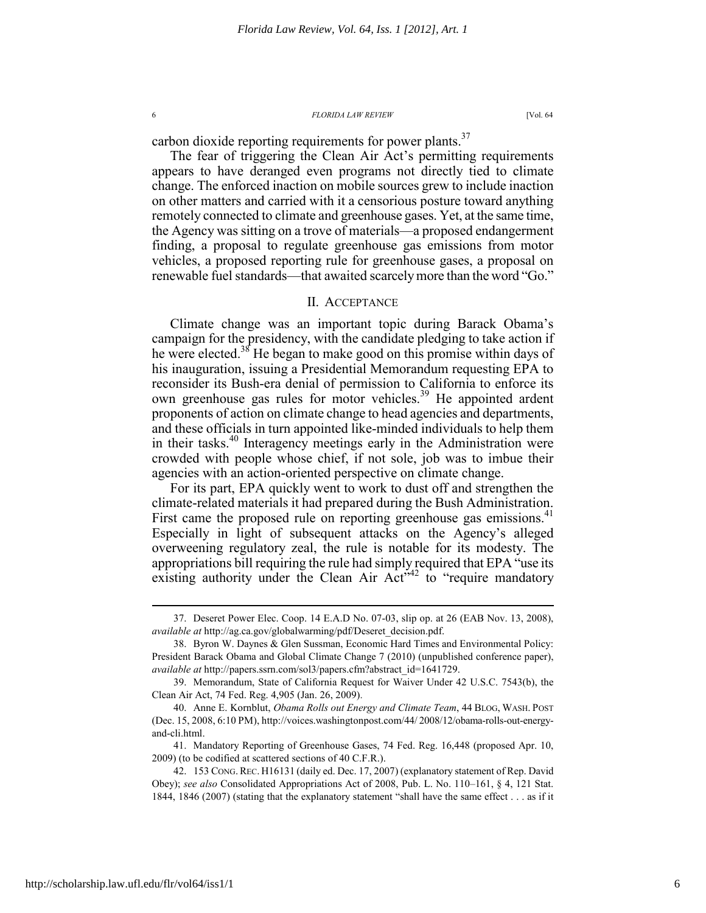carbon dioxide reporting requirements for power plants.[37]

The fear of triggering the Clean Air Act's permitting requirements appears to have deranged even programs not directly tied to climate change. The enforced inaction on mobile sources grew to include inaction on other matters and carried with it a censorious posture toward anything remotely connected to climate and greenhouse gases. Yet, at the same time, the Agency was sitting on a trove of materials—a proposed endangerment finding, a proposal to regulate greenhouse gas emissions from motor vehicles, a proposed reporting rule for greenhouse gases, a proposal on renewable fuel standards—that awaited scarcely more than the word "Go."

## II. ACCEPTANCE

Climate change was an important topic during Barack Obama's campaign for the presidency, with the candidate pledging to take action if he were elected.[38] He began to make good on this promise within days of his inauguration, issuing a Presidential Memorandum requesting EPA to reconsider its Bush-era denial of permission to California to enforce its own greenhouse gas rules for motor vehicles.[39] He appointed ardent proponents of action on climate change to head agencies and departments, and these officials in turn appointed like-minded individuals to help them in their tasks.[40] Interagency meetings early in the Administration were crowded with people whose chief, if not sole, job was to imbue their agencies with an action-oriented perspective on climate change.

For its part, EPA quickly went to work to dust off and strengthen the climate-related materials it had prepared during the Bush Administration. First came the proposed rule on reporting greenhouse gas emissions.[41] Especially in light of subsequent attacks on the Agency's alleged overweening regulatory zeal, the rule is notable for its modesty. The appropriations bill requiring the rule had simply required that EPA "use its existing authority under the Clean Air Act"[42] to "require mandatory

---

37. Deseret Power Elec. Coop. 14 E.A.D No. 07-03, slip op. at 26 (EAB Nov. 13, 2008), *available at* http://ag.ca.gov/globalwarming/pdf/Deseret_decision.pdf.

38. Byron W. Daynes & Glen Sussman, Economic Hard Times and Environmental Policy: President Barack Obama and Global Climate Change 7 (2010) (unpublished conference paper), *available at* http://papers.ssrn.com/sol3/papers.cfm?abstract_id=1641729.

39. Memorandum, State of California Request for Waiver Under 42 U.S.C. 7543(b), the Clean Air Act, 74 Fed. Reg. 4,905 (Jan. 26, 2009).

40. Anne E. Kornblut, *Obama Rolls out Energy and Climate Team*, 44 BLOG, WASH. POST (Dec. 15, 2008, 6:10 PM), http://voices.washingtonpost.com/44/2008/12/obama-rolls-out-energy-and-cli.html.

41. Mandatory Reporting of Greenhouse Gases, 74 Fed. Reg. 16,448 (proposed Apr. 10, 2009) (to be codified at scattered sections of 40 C.F.R.).

42. 153 CONG. REC. H16131 (daily ed. Dec. 17, 2007) (explanatory statement of Rep. David Obey); *see also* Consolidated Appropriations Act of 2008, Pub. L. No. 110–161, § 4, 121 Stat. 1844, 1846 (2007) (stating that the explanatory statement "shall have the same effect . . . as if it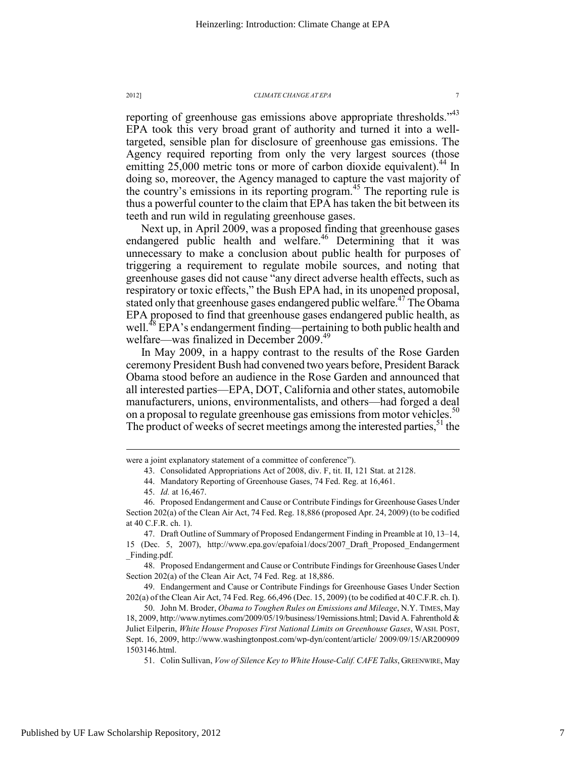reporting of greenhouse gas emissions above appropriate thresholds."[43] EPA took this very broad grant of authority and turned it into a well-targeted, sensible plan for disclosure of greenhouse gas emissions. The Agency required reporting from only the very largest sources (those emitting 25,000 metric tons or more of carbon dioxide equivalent).[44] In doing so, moreover, the Agency managed to capture the vast majority of the country's emissions in its reporting program.[45] The reporting rule is thus a powerful counter to the claim that EPA has taken the bit between its teeth and run wild in regulating greenhouse gases.

Next up, in April 2009, was a proposed finding that greenhouse gases endangered public health and welfare.[46] Determining that it was unnecessary to make a conclusion about public health for purposes of triggering a requirement to regulate mobile sources, and noting that greenhouse gases did not cause "any direct adverse health effects, such as respiratory or toxic effects," the Bush EPA had, in its unopened proposal, stated only that greenhouse gases endangered public welfare.[47] The Obama EPA proposed to find that greenhouse gases endangered public health, as well.[48] EPA's endangerment finding—pertaining to both public health and welfare—was finalized in December 2009.[49]

In May 2009, in a happy contrast to the results of the Rose Garden ceremony President Bush had convened two years before, President Barack Obama stood before an audience in the Rose Garden and announced that all interested parties—EPA, DOT, California and other states, automobile manufacturers, unions, environmentalists, and others—had forged a deal on a proposal to regulate greenhouse gas emissions from motor vehicles.[50] The product of weeks of secret meetings among the interested parties,[51] the

---

were a joint explanatory statement of a committee of conference").

43. Consolidated Appropriations Act of 2008, div. F, tit. II, 121 Stat. at 2128.

44. Mandatory Reporting of Greenhouse Gases, 74 Fed. Reg. at 16,461.

45. *Id.* at 16,467.

46. Proposed Endangerment and Cause or Contribute Findings for Greenhouse Gases Under Section 202(a) of the Clean Air Act, 74 Fed. Reg. 18,886 (proposed Apr. 24, 2009) (to be codified at 40 C.F.R. ch. 1).

47. Draft Outline of Summary of Proposed Endangerment Finding in Preamble at 10, 13–14, 15 (Dec. 5, 2007), http://www.epa.gov/epafoia1/docs/2007_Draft_Proposed_Endangerment_Finding.pdf.

48. Proposed Endangerment and Cause or Contribute Findings for Greenhouse Gases Under Section 202(a) of the Clean Air Act, 74 Fed. Reg. at 18,886.

49. Endangerment and Cause or Contribute Findings for Greenhouse Gases Under Section 202(a) of the Clean Air Act, 74 Fed. Reg. 66,496 (Dec. 15, 2009) (to be codified at 40 C.F.R. ch. I).

50. John M. Broder, *Obama to Toughen Rules on Emissions and Mileage*, N.Y. TIMES, May 18, 2009, http://www.nytimes.com/2009/05/19/business/19emissions.html; David A. Fahrenthold & Juliet Eilperin, *White House Proposes First National Limits on Greenhouse Gases*, WASH. POST, Sept. 16, 2009, http://www.washingtonpost.com/wp-dyn/content/article/ 2009/09/15/AR2009091503146.html.

51. Colin Sullivan, *Vow of Silence Key to White House-Calif. CAFE Talks*, GREENWIRE, May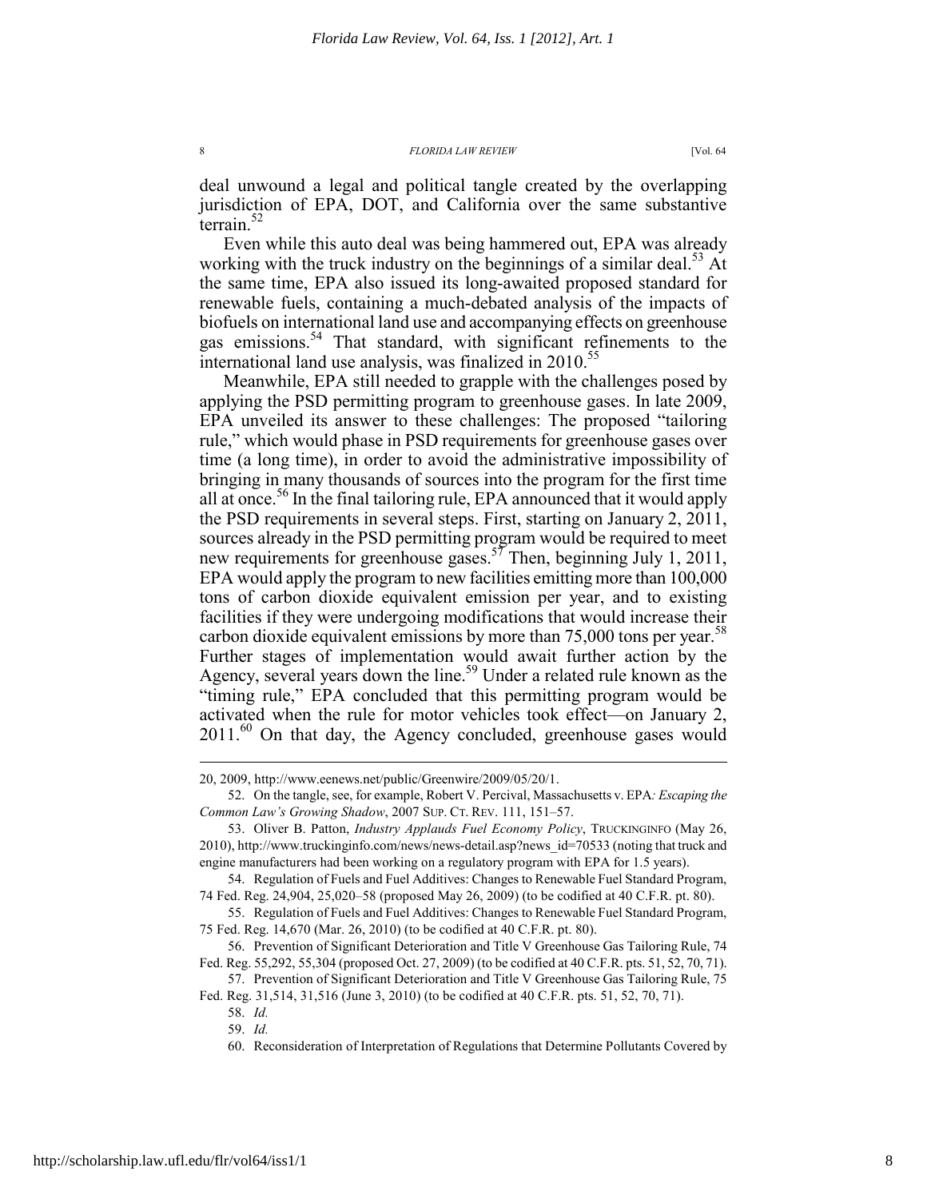deal unwound a legal and political tangle created by the overlapping jurisdiction of EPA, DOT, and California over the same substantive terrain.[52]

Even while this auto deal was being hammered out, EPA was already working with the truck industry on the beginnings of a similar deal.[53] At the same time, EPA also issued its long-awaited proposed standard for renewable fuels, containing a much-debated analysis of the impacts of biofuels on international land use and accompanying effects on greenhouse gas emissions.[54] That standard, with significant refinements to the international land use analysis, was finalized in 2010.[55]

Meanwhile, EPA still needed to grapple with the challenges posed by applying the PSD permitting program to greenhouse gases. In late 2009, EPA unveiled its answer to these challenges: The proposed "tailoring rule," which would phase in PSD requirements for greenhouse gases over time (a long time), in order to avoid the administrative impossibility of bringing in many thousands of sources into the program for the first time all at once.[56] In the final tailoring rule, EPA announced that it would apply the PSD requirements in several steps. First, starting on January 2, 2011, sources already in the PSD permitting program would be required to meet new requirements for greenhouse gases.[57] Then, beginning July 1, 2011, EPA would apply the program to new facilities emitting more than 100,000 tons of carbon dioxide equivalent emission per year, and to existing facilities if they were undergoing modifications that would increase their carbon dioxide equivalent emissions by more than 75,000 tons per year.[58] Further stages of implementation would await further action by the Agency, several years down the line.[59] Under a related rule known as the "timing rule," EPA concluded that this permitting program would be activated when the rule for motor vehicles took effect—on January 2, 2011.[60] On that day, the Agency concluded, greenhouse gases would

---

20, 2009, http://www.eenews.net/public/Greenwire/2009/05/20/1.

52. On the tangle, see, for example, Robert V. Percival, Massachusetts v. EPA*: Escaping the Common Law's Growing Shadow*, 2007 SUP. CT. REV. 111, 151–57.

53. Oliver B. Patton, *Industry Applauds Fuel Economy Policy*, TRUCKINGINFO (May 26, 2010), http://www.truckinginfo.com/news/news-detail.asp?news_id=70533 (noting that truck and engine manufacturers had been working on a regulatory program with EPA for 1.5 years).

54. Regulation of Fuels and Fuel Additives: Changes to Renewable Fuel Standard Program, 74 Fed. Reg. 24,904, 25,020–58 (proposed May 26, 2009) (to be codified at 40 C.F.R. pt. 80).

55. Regulation of Fuels and Fuel Additives: Changes to Renewable Fuel Standard Program, 75 Fed. Reg. 14,670 (Mar. 26, 2010) (to be codified at 40 C.F.R. pt. 80).

56. Prevention of Significant Deterioration and Title V Greenhouse Gas Tailoring Rule, 74 Fed. Reg. 55,292, 55,304 (proposed Oct. 27, 2009) (to be codified at 40 C.F.R. pts. 51, 52, 70, 71).

57. Prevention of Significant Deterioration and Title V Greenhouse Gas Tailoring Rule, 75 Fed. Reg. 31,514, 31,516 (June 3, 2010) (to be codified at 40 C.F.R. pts. 51, 52, 70, 71).

58. *Id.*

59. *Id.*

60. Reconsideration of Interpretation of Regulations that Determine Pollutants Covered by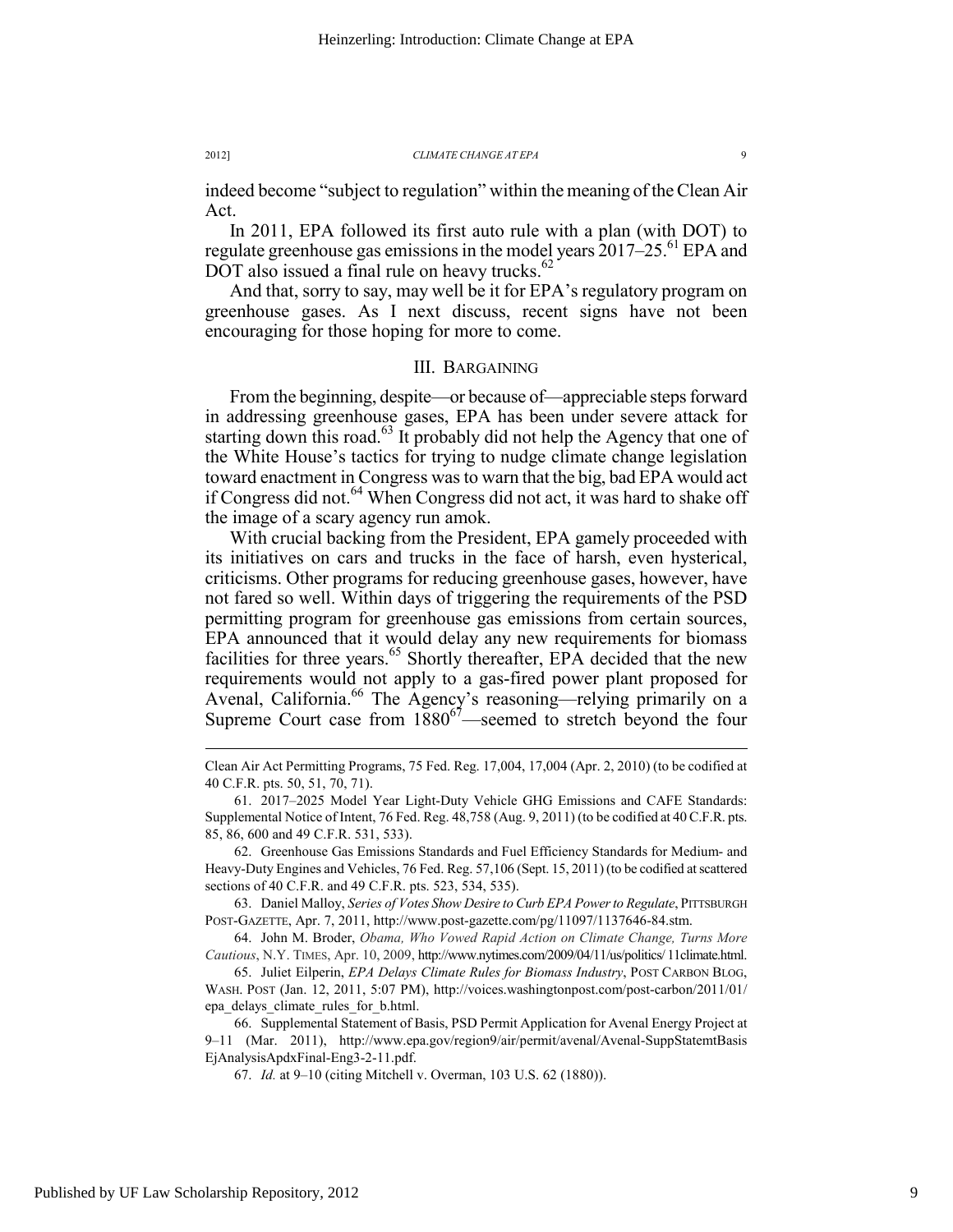indeed become "subject to regulation" within the meaning of the Clean Air Act.

In 2011, EPA followed its first auto rule with a plan (with DOT) to regulate greenhouse gas emissions in the model years 2017–25.[61] EPA and DOT also issued a final rule on heavy trucks.[62]

And that, sorry to say, may well be it for EPA's regulatory program on greenhouse gases. As I next discuss, recent signs have not been encouraging for those hoping for more to come.

## III. Bargaining

From the beginning, despite—or because of—appreciable steps forward in addressing greenhouse gases, EPA has been under severe attack for starting down this road.[63] It probably did not help the Agency that one of the White House's tactics for trying to nudge climate change legislation toward enactment in Congress was to warn that the big, bad EPA would act if Congress did not.[64] When Congress did not act, it was hard to shake off the image of a scary agency run amok.

With crucial backing from the President, EPA gamely proceeded with its initiatives on cars and trucks in the face of harsh, even hysterical, criticisms. Other programs for reducing greenhouse gases, however, have not fared so well. Within days of triggering the requirements of the PSD permitting program for greenhouse gas emissions from certain sources, EPA announced that it would delay any new requirements for biomass facilities for three years.[65] Shortly thereafter, EPA decided that the new requirements would not apply to a gas-fired power plant proposed for Avenal, California.[66] The Agency's reasoning—relying primarily on a Supreme Court case from 1880[67]—seemed to stretch beyond the four

---

Clean Air Act Permitting Programs, 75 Fed. Reg. 17,004, 17,004 (Apr. 2, 2010) (to be codified at 40 C.F.R. pts. 50, 51, 70, 71).

61. 2017–2025 Model Year Light-Duty Vehicle GHG Emissions and CAFE Standards: Supplemental Notice of Intent, 76 Fed. Reg. 48,758 (Aug. 9, 2011) (to be codified at 40 C.F.R. pts. 85, 86, 600 and 49 C.F.R. 531, 533).

62. Greenhouse Gas Emissions Standards and Fuel Efficiency Standards for Medium- and Heavy-Duty Engines and Vehicles, 76 Fed. Reg. 57,106 (Sept. 15, 2011) (to be codified at scattered sections of 40 C.F.R. and 49 C.F.R. pts. 523, 534, 535).

63. Daniel Malloy, *Series of Votes Show Desire to Curb EPA Power to Regulate*, PITTSBURGH POST-GAZETTE, Apr. 7, 2011, http://www.post-gazette.com/pg/11097/1137646-84.stm.

64. John M. Broder, *Obama, Who Vowed Rapid Action on Climate Change, Turns More Cautious*, N.Y. TIMES, Apr. 10, 2009, http://www.nytimes.com/2009/04/11/us/politics/11climate.html.

65. Juliet Eilperin, *EPA Delays Climate Rules for Biomass Industry*, POST CARBON BLOG, WASH. POST (Jan. 12, 2011, 5:07 PM), http://voices.washingtonpost.com/post-carbon/2011/01/epa_delays_climate_rules_for_b.html.

66. Supplemental Statement of Basis, PSD Permit Application for Avenal Energy Project at 9–11 (Mar. 2011), http://www.epa.gov/region9/air/permit/avenal/Avenal-SuppStatemtBasisEjAnalysisApdxFinal-Eng3-2-11.pdf.

67. *Id.* at 9–10 (citing Mitchell v. Overman, 103 U.S. 62 (1880)).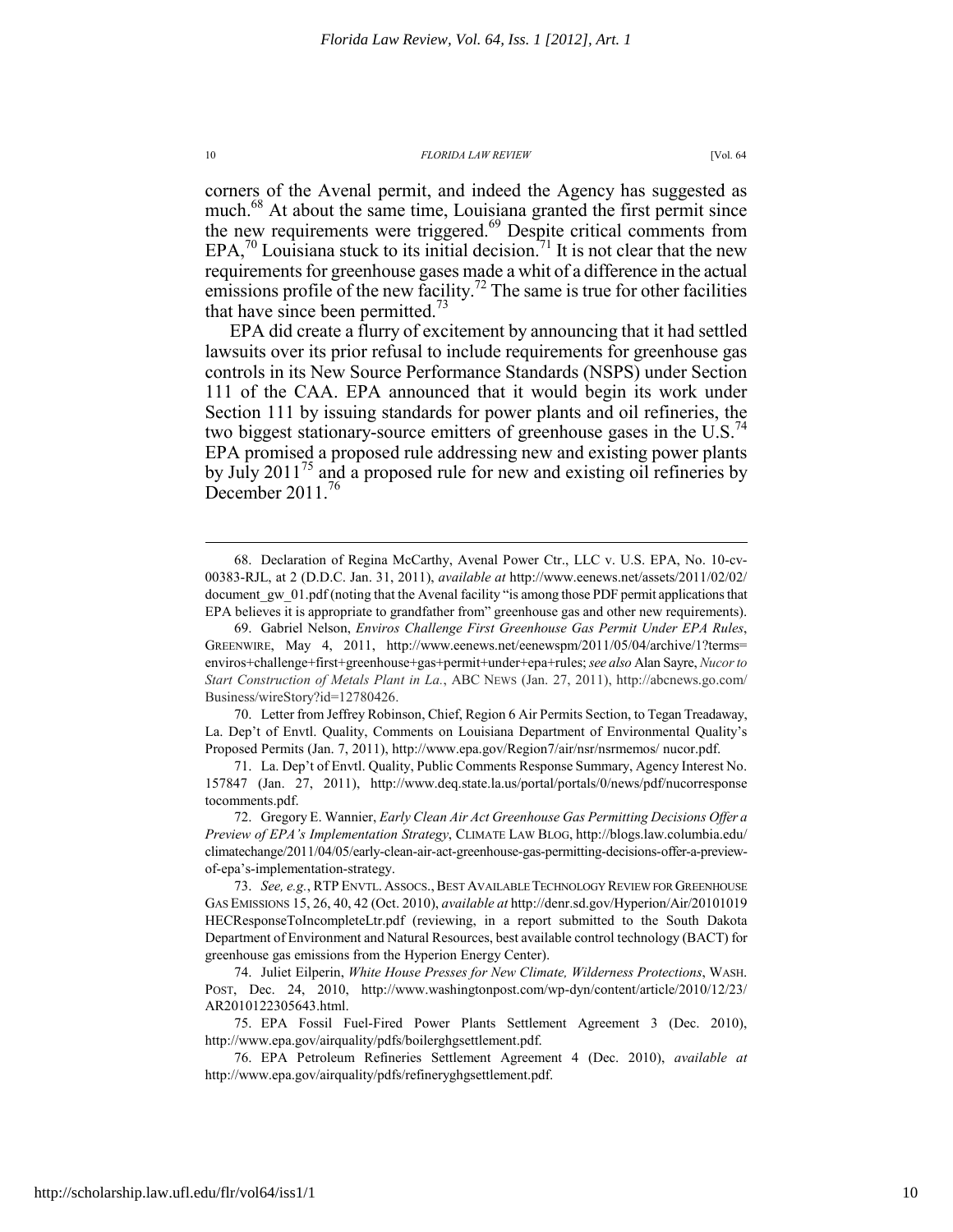corners of the Avenal permit, and indeed the Agency has suggested as much.[68] At about the same time, Louisiana granted the first permit since the new requirements were triggered.[69] Despite critical comments from EPA,[70] Louisiana stuck to its initial decision.[71] It is not clear that the new requirements for greenhouse gases made a whit of a difference in the actual emissions profile of the new facility.[72] The same is true for other facilities that have since been permitted.[73]

EPA did create a flurry of excitement by announcing that it had settled lawsuits over its prior refusal to include requirements for greenhouse gas controls in its New Source Performance Standards (NSPS) under Section 111 of the CAA. EPA announced that it would begin its work under Section 111 by issuing standards for power plants and oil refineries, the two biggest stationary-source emitters of greenhouse gases in the U.S.[74] EPA promised a proposed rule addressing new and existing power plants by July 2011[75] and a proposed rule for new and existing oil refineries by December 2011.[76]

---

68. Declaration of Regina McCarthy, Avenal Power Ctr., LLC v. U.S. EPA, No. 10-cv-00383-RJL, at 2 (D.D.C. Jan. 31, 2011), *available at* http://www.eenews.net/assets/2011/02/02/document_gw_01.pdf (noting that the Avenal facility "is among those PDF permit applications that EPA believes it is appropriate to grandfather from" greenhouse gas and other new requirements).

69. Gabriel Nelson, *Enviros Challenge First Greenhouse Gas Permit Under EPA Rules*, GREENWIRE, May 4, 2011, http://www.eenews.net/eenewspm/2011/05/04/archive/1?terms=enviros+challenge+first+greenhouse+gas+permit+under+epa+rules; *see also* Alan Sayre, *Nucor to Start Construction of Metals Plant in La.*, ABC NEWS (Jan. 27, 2011), http://abcnews.go.com/Business/wireStory?id=12780426.

70. Letter from Jeffrey Robinson, Chief, Region 6 Air Permits Section, to Tegan Treadaway, La. Dep't of Envtl. Quality, Comments on Louisiana Department of Environmental Quality's Proposed Permits (Jan. 7, 2011), http://www.epa.gov/Region7/air/nsr/nsrmemos/ nucor.pdf.

71. La. Dep't of Envtl. Quality, Public Comments Response Summary, Agency Interest No. 157847 (Jan. 27, 2011), http://www.deq.state.la.us/portal/portals/0/news/pdf/nucorresponsetocomments.pdf.

72. Gregory E. Wannier, *Early Clean Air Act Greenhouse Gas Permitting Decisions Offer a Preview of EPA's Implementation Strategy*, CLIMATE LAW BLOG, http://blogs.law.columbia.edu/climatechange/2011/04/05/early-clean-air-act-greenhouse-gas-permitting-decisions-offer-a-preview-of-epa's-implementation-strategy.

73. *See, e.g.*, RTP ENVTL. ASSOCS., BEST AVAILABLE TECHNOLOGY REVIEW FOR GREENHOUSE GAS EMISSIONS 15, 26, 40, 42 (Oct. 2010), *available at* http://denr.sd.gov/Hyperion/Air/20101019HECResponseToIncompleteLtr.pdf (reviewing, in a report submitted to the South Dakota Department of Environment and Natural Resources, best available control technology (BACT) for greenhouse gas emissions from the Hyperion Energy Center).

74. Juliet Eilperin, *White House Presses for New Climate, Wilderness Protections*, WASH. POST, Dec. 24, 2010, http://www.washingtonpost.com/wp-dyn/content/article/2010/12/23/AR2010122305643.html.

75. EPA Fossil Fuel-Fired Power Plants Settlement Agreement 3 (Dec. 2010), http://www.epa.gov/airquality/pdfs/boilerghgsettlement.pdf.

76. EPA Petroleum Refineries Settlement Agreement 4 (Dec. 2010), *available at* http://www.epa.gov/airquality/pdfs/refineryghgsettlement.pdf.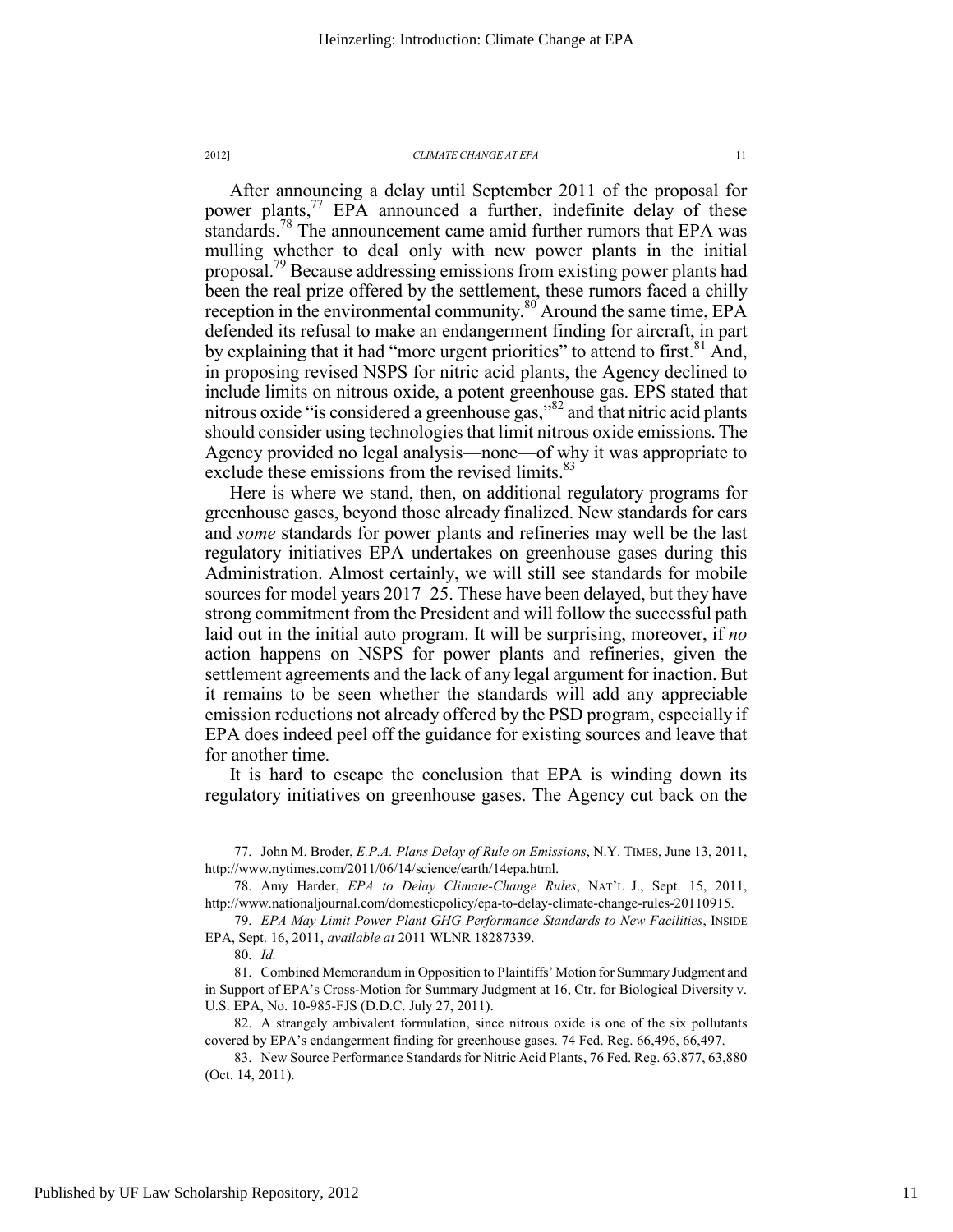After announcing a delay until September 2011 of the proposal for power plants,[77] EPA announced a further, indefinite delay of these standards.[78] The announcement came amid further rumors that EPA was mulling whether to deal only with new power plants in the initial proposal.[79] Because addressing emissions from existing power plants had been the real prize offered by the settlement, these rumors faced a chilly reception in the environmental community.[80] Around the same time, EPA defended its refusal to make an endangerment finding for aircraft, in part by explaining that it had "more urgent priorities" to attend to first.[81] And, in proposing revised NSPS for nitric acid plants, the Agency declined to include limits on nitrous oxide, a potent greenhouse gas. EPS stated that nitrous oxide "is considered a greenhouse gas,"[82] and that nitric acid plants should consider using technologies that limit nitrous oxide emissions. The Agency provided no legal analysis—none—of why it was appropriate to exclude these emissions from the revised limits.[83]

Here is where we stand, then, on additional regulatory programs for greenhouse gases, beyond those already finalized. New standards for cars and *some* standards for power plants and refineries may well be the last regulatory initiatives EPA undertakes on greenhouse gases during this Administration. Almost certainly, we will still see standards for mobile sources for model years 2017–25. These have been delayed, but they have strong commitment from the President and will follow the successful path laid out in the initial auto program. It will be surprising, moreover, if *no* action happens on NSPS for power plants and refineries, given the settlement agreements and the lack of any legal argument for inaction. But it remains to be seen whether the standards will add any appreciable emission reductions not already offered by the PSD program, especially if EPA does indeed peel off the guidance for existing sources and leave that for another time.

It is hard to escape the conclusion that EPA is winding down its regulatory initiatives on greenhouse gases. The Agency cut back on the

---

77. John M. Broder, *E.P.A. Plans Delay of Rule on Emissions*, N.Y. TIMES, June 13, 2011, http://www.nytimes.com/2011/06/14/science/earth/14epa.html.

78. Amy Harder, *EPA to Delay Climate-Change Rules*, NAT'L J., Sept. 15, 2011, http://www.nationaljournal.com/domesticpolicy/epa-to-delay-climate-change-rules-20110915.

79. *EPA May Limit Power Plant GHG Performance Standards to New Facilities*, INSIDE EPA, Sept. 16, 2011, *available at* 2011 WLNR 18287339.

80. *Id.*

81. Combined Memorandum in Opposition to Plaintiffs' Motion for Summary Judgment and in Support of EPA's Cross-Motion for Summary Judgment at 16, Ctr. for Biological Diversity v. U.S. EPA, No. 10-985-FJS (D.D.C. July 27, 2011).

82. A strangely ambivalent formulation, since nitrous oxide is one of the six pollutants covered by EPA's endangerment finding for greenhouse gases. 74 Fed. Reg. 66,496, 66,497.

83. New Source Performance Standards for Nitric Acid Plants, 76 Fed. Reg. 63,877, 63,880 (Oct. 14, 2011).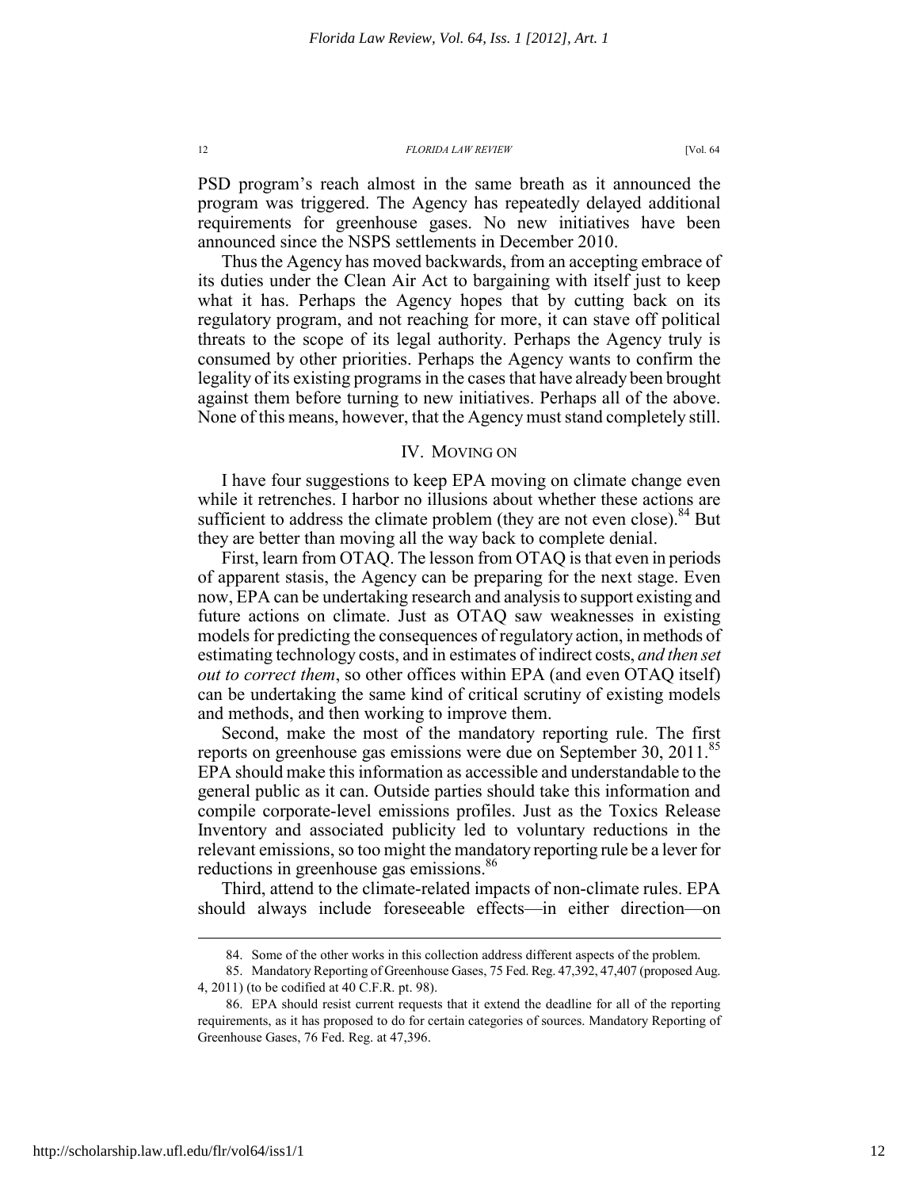PSD program's reach almost in the same breath as it announced the program was triggered. The Agency has repeatedly delayed additional requirements for greenhouse gases. No new initiatives have been announced since the NSPS settlements in December 2010.

Thus the Agency has moved backwards, from an accepting embrace of its duties under the Clean Air Act to bargaining with itself just to keep what it has. Perhaps the Agency hopes that by cutting back on its regulatory program, and not reaching for more, it can stave off political threats to the scope of its legal authority. Perhaps the Agency truly is consumed by other priorities. Perhaps the Agency wants to confirm the legality of its existing programs in the cases that have already been brought against them before turning to new initiatives. Perhaps all of the above. None of this means, however, that the Agency must stand completely still.

## IV. MOVING ON

I have four suggestions to keep EPA moving on climate change even while it retrenches. I harbor no illusions about whether these actions are sufficient to address the climate problem (they are not even close).[84] But they are better than moving all the way back to complete denial.

First, learn from OTAQ. The lesson from OTAQ is that even in periods of apparent stasis, the Agency can be preparing for the next stage. Even now, EPA can be undertaking research and analysis to support existing and future actions on climate. Just as OTAQ saw weaknesses in existing models for predicting the consequences of regulatory action, in methods of estimating technology costs, and in estimates of indirect costs, *and then set out to correct them*, so other offices within EPA (and even OTAQ itself) can be undertaking the same kind of critical scrutiny of existing models and methods, and then working to improve them.

Second, make the most of the mandatory reporting rule. The first reports on greenhouse gas emissions were due on September 30, 2011.[85] EPA should make this information as accessible and understandable to the general public as it can. Outside parties should take this information and compile corporate-level emissions profiles. Just as the Toxics Release Inventory and associated publicity led to voluntary reductions in the relevant emissions, so too might the mandatory reporting rule be a lever for reductions in greenhouse gas emissions.[86]

Third, attend to the climate-related impacts of non-climate rules. EPA should always include foreseeable effects—in either direction—on

---

84. Some of the other works in this collection address different aspects of the problem.

85. Mandatory Reporting of Greenhouse Gases, 75 Fed. Reg. 47,392, 47,407 (proposed Aug. 4, 2011) (to be codified at 40 C.F.R. pt. 98).

86. EPA should resist current requests that it extend the deadline for all of the reporting requirements, as it has proposed to do for certain categories of sources. Mandatory Reporting of Greenhouse Gases, 76 Fed. Reg. at 47,396.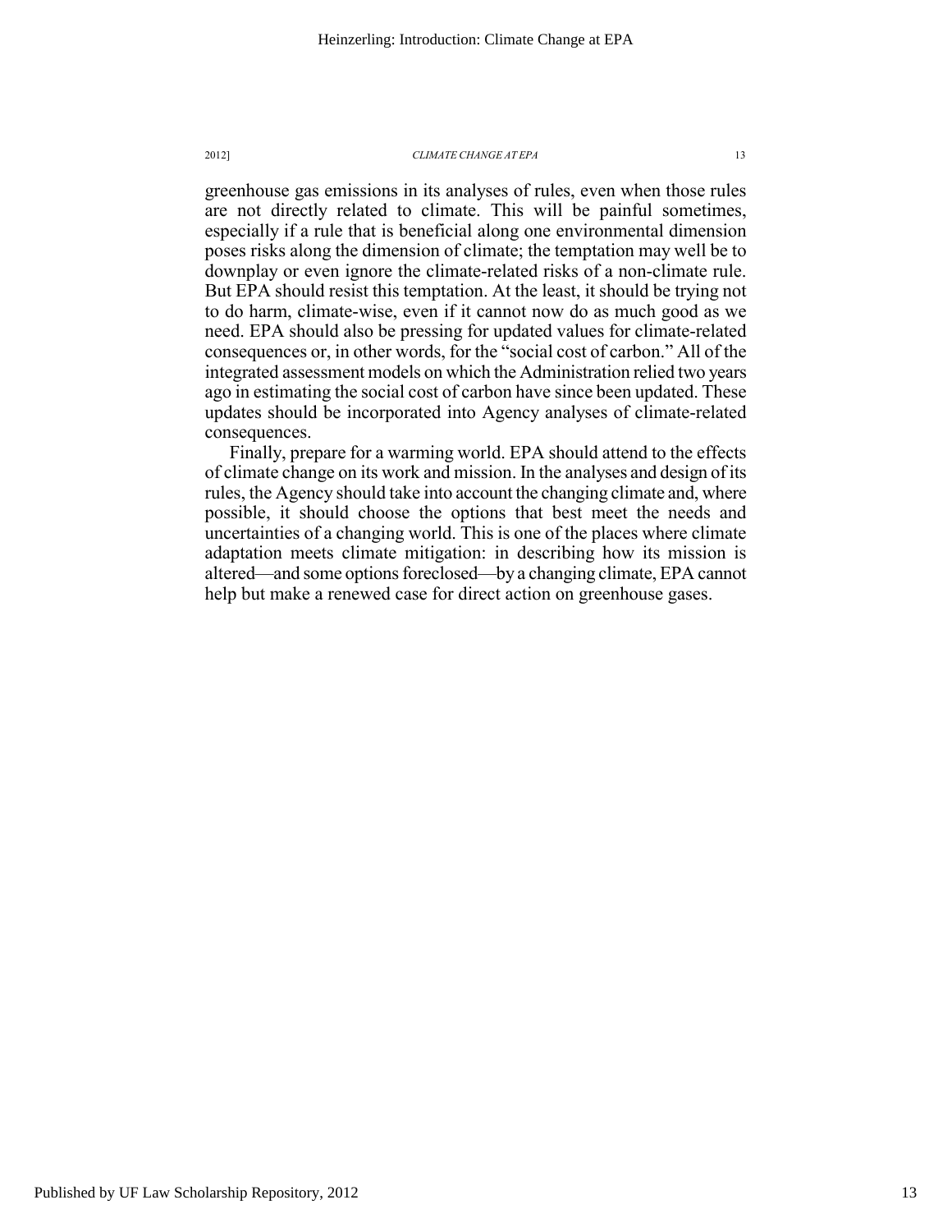greenhouse gas emissions in its analyses of rules, even when those rules are not directly related to climate. This will be painful sometimes, especially if a rule that is beneficial along one environmental dimension poses risks along the dimension of climate; the temptation may well be to downplay or even ignore the climate-related risks of a non-climate rule. But EPA should resist this temptation. At the least, it should be trying not to do harm, climate-wise, even if it cannot now do as much good as we need. EPA should also be pressing for updated values for climate-related consequences or, in other words, for the "social cost of carbon." All of the integrated assessment models on which the Administration relied two years ago in estimating the social cost of carbon have since been updated. These updates should be incorporated into Agency analyses of climate-related consequences.

Finally, prepare for a warming world. EPA should attend to the effects of climate change on its work and mission. In the analyses and design of its rules, the Agency should take into account the changing climate and, where possible, it should choose the options that best meet the needs and uncertainties of a changing world. This is one of the places where climate adaptation meets climate mitigation: in describing how its mission is altered—and some options foreclosed—by a changing climate, EPA cannot help but make a renewed case for direct action on greenhouse gases.